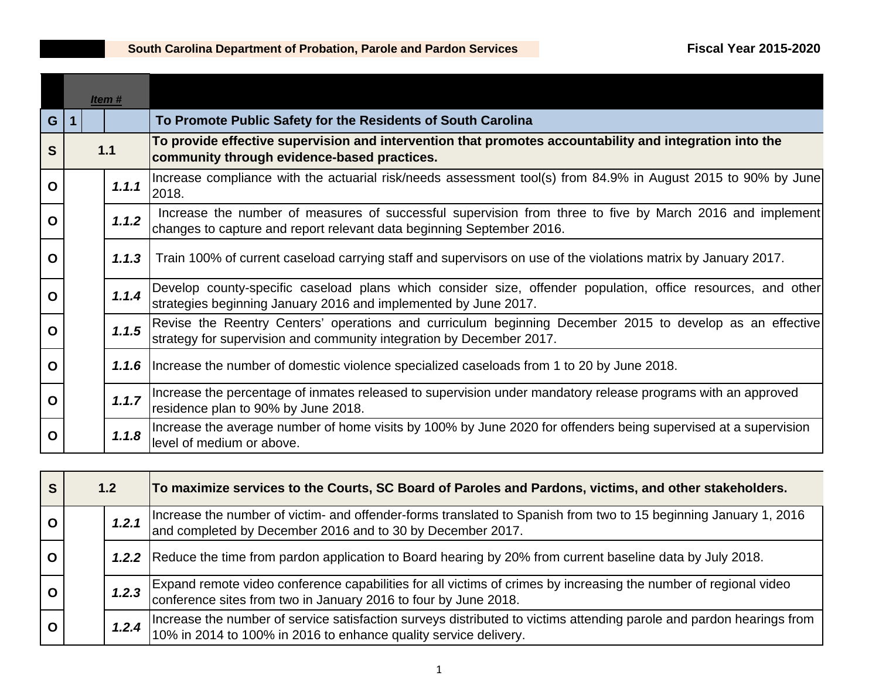South Carolina Department of Probation, Parole and Pardon Services | Fiscal Year 2015-2020

| | Item # | | | |
|---|---|---|---|---|
| G | 1 | | | To Promote Public Safety for the Residents of South Carolina |
| S | 1.1 | | | **To provide effective supervision and intervention that promotes accountability and integration into the community through evidence-based practices.** |
| O | | | ***1.1.1*** | Increase compliance with the actuarial risk/needs assessment tool(s) from 84.9% in August 2015 to 90% by June 2018. |
| O | | | ***1.1.2*** | Increase the number of measures of successful supervision from three to five by March 2016 and implement changes to capture and report relevant data beginning September 2016. |
| O | | | ***1.1.3*** | Train 100% of current caseload carrying staff and supervisors on use of the violations matrix by January 2017. |
| O | | | ***1.1.4*** | Develop county-specific caseload plans which consider size, offender population, office resources, and other strategies beginning January 2016 and implemented by June 2017. |
| O | | | ***1.1.5*** | Revise the Reentry Centers' operations and curriculum beginning December 2015 to develop as an effective strategy for supervision and community integration by December 2017. |
| O | | | ***1.1.6*** | Increase the number of domestic violence specialized caseloads from 1 to 20 by June 2018. |
| O | | | ***1.1.7*** | Increase the percentage of inmates released to supervision under mandatory release programs with an approved residence plan to 90% by June 2018. |
| O | | | ***1.1.8*** | Increase the average number of home visits by 100% by June 2020 for offenders being supervised at a supervision level of medium or above. |
| S | 1.2 | | | **To maximize services to the Courts, SC Board of Paroles and Pardons, victims, and other stakeholders.** |
| O | | | ***1.2.1*** | Increase the number of victim- and offender-forms translated to Spanish from two to 15 beginning January 1, 2016 and completed by December 2016 and to 30 by December 2017. |
| O | | | ***1.2.2*** | Reduce the time from pardon application to Board hearing by 20% from current baseline data by July 2018. |
| O | | | ***1.2.3*** | Expand remote video conference capabilities for all victims of crimes by increasing the number of regional video conference sites from two in January 2016 to four by June 2018. |
| O | | | ***1.2.4*** | Increase the number of service satisfaction surveys distributed to victims attending parole and pardon hearings from 10% in 2014 to 100% in 2016 to enhance quality service delivery. |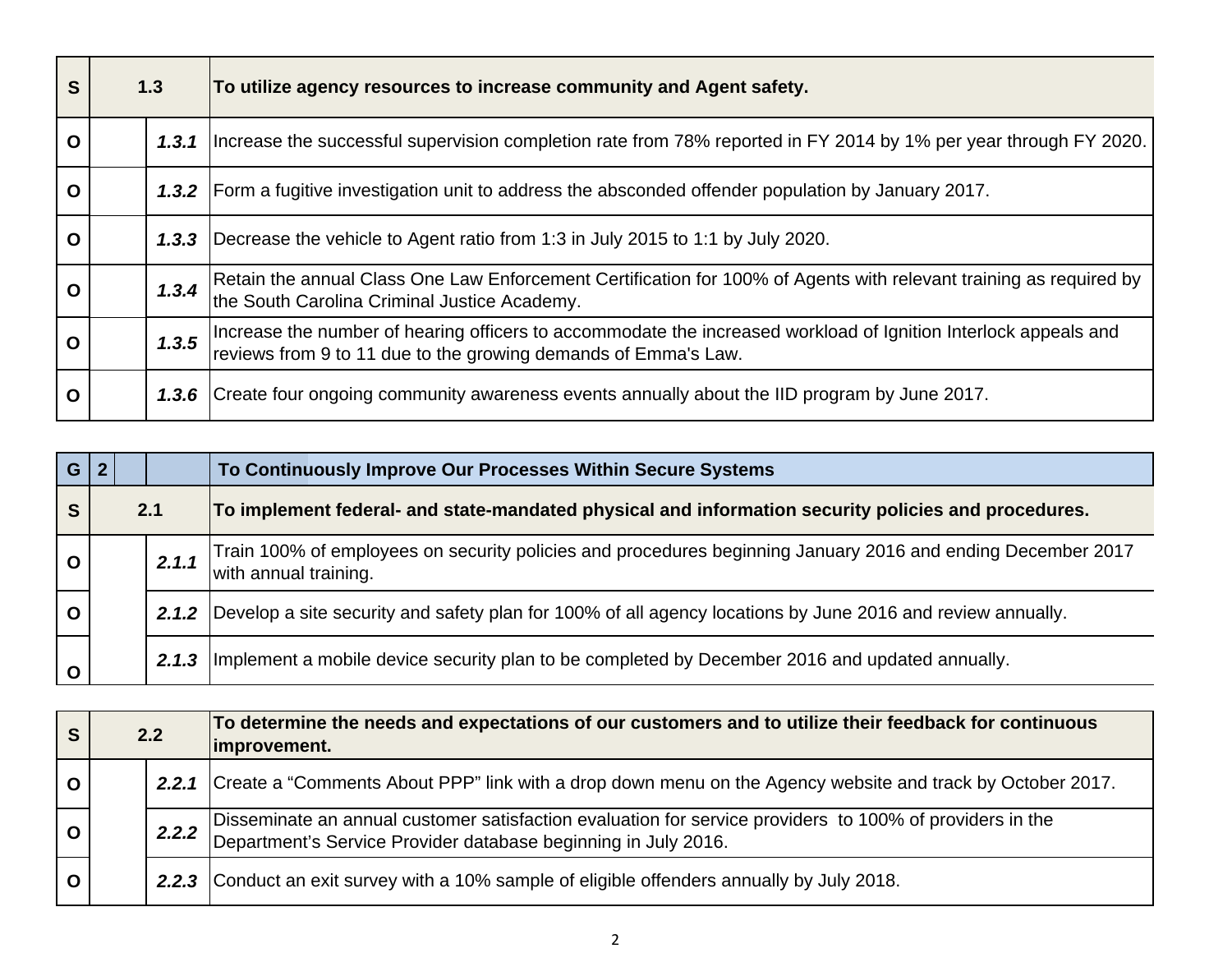| S | 1.3 | | To utilize agency resources to increase community and Agent safety. |
|---|---|---|---|
| O | | 1.3.1 | Increase the successful supervision completion rate from 78% reported in FY 2014 by 1% per year through FY 2020. |
| O | | 1.3.2 | Form a fugitive investigation unit to address the absconded offender population by January 2017. |
| O | | 1.3.3 | Decrease the vehicle to Agent ratio from 1:3 in July 2015 to 1:1 by July 2020. |
| O | | 1.3.4 | Retain the annual Class One Law Enforcement Certification for 100% of Agents with relevant training as required by the South Carolina Criminal Justice Academy. |
| O | | 1.3.5 | Increase the number of hearing officers to accommodate the increased workload of Ignition Interlock appeals and reviews from 9 to 11 due to the growing demands of Emma's Law. |
| O | | 1.3.6 | Create four ongoing community awareness events annually about the IID program by June 2017. |

| G | 2 | | To Continuously Improve Our Processes Within Secure Systems |
|---|---|---|---|
| S | 2.1 | | To implement federal- and state-mandated physical and information security policies and procedures. |
| O | | 2.1.1 | Train 100% of employees on security policies and procedures beginning January 2016 and ending December 2017 with annual training. |
| O | | 2.1.2 | Develop a site security and safety plan for 100% of all agency locations by June 2016 and review annually. |
| O | | 2.1.3 | Implement a mobile device security plan to be completed by December 2016 and updated annually. |

| S | 2.2 | | To determine the needs and expectations of our customers and to utilize their feedback for continuous improvement. |
|---|---|---|---|
| O | | 2.2.1 | Create a “Comments About PPP” link with a drop down menu on the Agency website and track by October 2017. |
| O | | 2.2.2 | Disseminate an annual customer satisfaction evaluation for service providers to 100% of providers in the Department’s Service Provider database beginning in July 2016. |
| O | | 2.2.3 | Conduct an exit survey with a 10% sample of eligible offenders annually by July 2018. |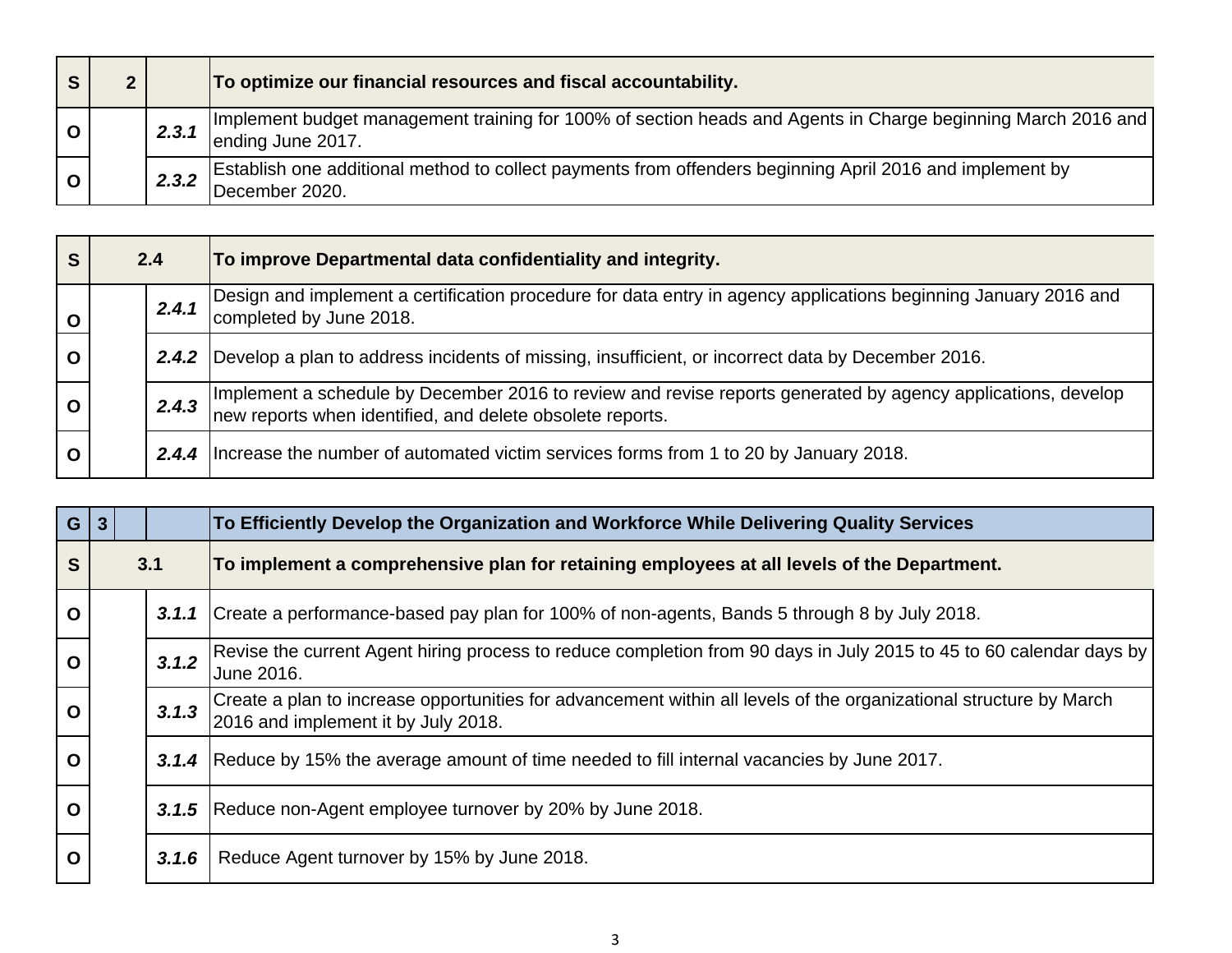| | | | |
|---|---|---|---|
| **S** | **2** | | **To optimize our financial resources and fiscal accountability.** |
| **O** | | ***2.3.1*** | Implement budget management training for 100% of section heads and Agents in Charge beginning March 2016 and ending June 2017. |
| **O** | | ***2.3.2*** | Establish one additional method to collect payments from offenders beginning April 2016 and implement by December 2020. |

| | | | |
|---|---|---|---|
| **S** | **2.4** | | **To improve Departmental data confidentiality and integrity.** |
| **O** | | ***2.4.1*** | Design and implement a certification procedure for data entry in agency applications beginning January 2016 and completed by June 2018. |
| **O** | | ***2.4.2*** | Develop a plan to address incidents of missing, insufficient, or incorrect data by December 2016. |
| **O** | | ***2.4.3*** | Implement a schedule by December 2016 to review and revise reports generated by agency applications, develop new reports when identified, and delete obsolete reports. |
| **O** | | ***2.4.4*** | Increase the number of automated victim services forms from 1 to 20 by January 2018. |

| | | | |
|---|---|---|---|
| **G** | **3** | | **To Efficiently Develop the Organization and Workforce While Delivering Quality Services** |
| **S** | **3.1** | | **To implement a comprehensive plan for retaining employees at all levels of the Department.** |
| **O** | | ***3.1.1*** | Create a performance-based pay plan for 100% of non-agents, Bands 5 through 8 by July 2018. |
| **O** | | ***3.1.2*** | Revise the current Agent hiring process to reduce completion from 90 days in July 2015 to 45 to 60 calendar days by June 2016. |
| **O** | | ***3.1.3*** | Create a plan to increase opportunities for advancement within all levels of the organizational structure by March 2016 and implement it by July 2018. |
| **O** | | ***3.1.4*** | Reduce by 15% the average amount of time needed to fill internal vacancies by June 2017. |
| **O** | | ***3.1.5*** | Reduce non-Agent employee turnover by 20% by June 2018. |
| **O** | | ***3.1.6*** | Reduce Agent turnover by 15% by June 2018. |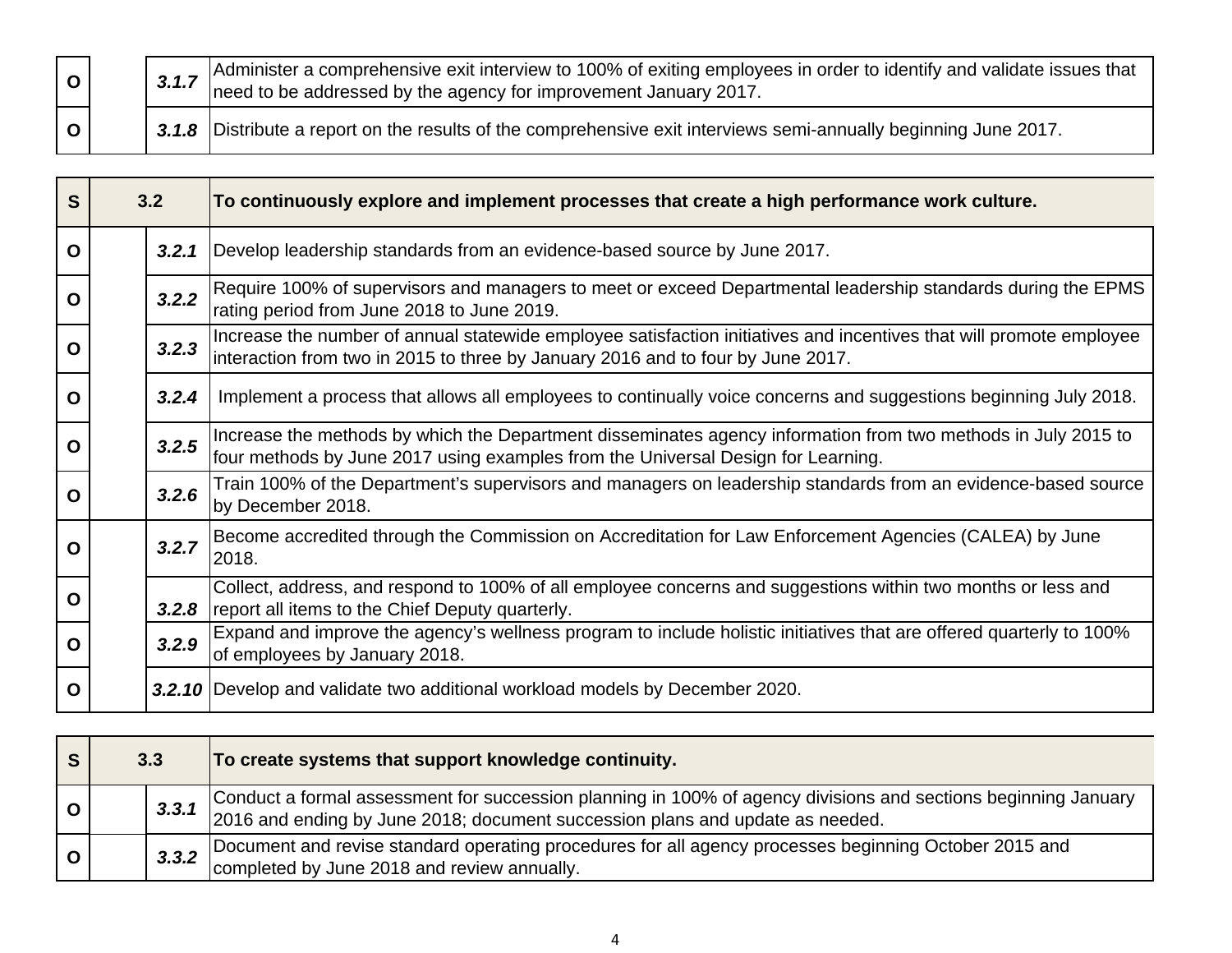| | | | |
|---|---|---|---|
| O | | 3.1.7 | Administer a comprehensive exit interview to 100% of exiting employees in order to identify and validate issues that need to be addressed by the agency for improvement January 2017. |
| O | | 3.1.8 | Distribute a report on the results of the comprehensive exit interviews semi-annually beginning June 2017. |

| | | | |
|---|---|---|---|
| **S** | **3.2** | | **To continuously explore and implement processes that create a high performance work culture.** |
| O | | 3.2.1 | Develop leadership standards from an evidence-based source by June 2017. |
| O | | 3.2.2 | Require 100% of supervisors and managers to meet or exceed Departmental leadership standards during the EPMS rating period from June 2018 to June 2019. |
| O | | 3.2.3 | Increase the number of annual statewide employee satisfaction initiatives and incentives that will promote employee interaction from two in 2015 to three by January 2016 and to four by June 2017. |
| O | | 3.2.4 | Implement a process that allows all employees to continually voice concerns and suggestions beginning July 2018. |
| O | | 3.2.5 | Increase the methods by which the Department disseminates agency information from two methods in July 2015 to four methods by June 2017 using examples from the Universal Design for Learning. |
| O | | 3.2.6 | Train 100% of the Department's supervisors and managers on leadership standards from an evidence-based source by December 2018. |
| O | | 3.2.7 | Become accredited through the Commission on Accreditation for Law Enforcement Agencies (CALEA) by June 2018. |
| O | | 3.2.8 | Collect, address, and respond to 100% of all employee concerns and suggestions within two months or less and report all items to the Chief Deputy quarterly. |
| O | | 3.2.9 | Expand and improve the agency's wellness program to include holistic initiatives that are offered quarterly to 100% of employees by January 2018. |
| O | | 3.2.10 | Develop and validate two additional workload models by December 2020. |

| | | | |
|---|---|---|---|
| **S** | **3.3** | | **To create systems that support knowledge continuity.** |
| O | | 3.3.1 | Conduct a formal assessment for succession planning in 100% of agency divisions and sections beginning January 2016 and ending by June 2018; document succession plans and update as needed. |
| O | | 3.3.2 | Document and revise standard operating procedures for all agency processes beginning October 2015 and completed by June 2018 and review annually. |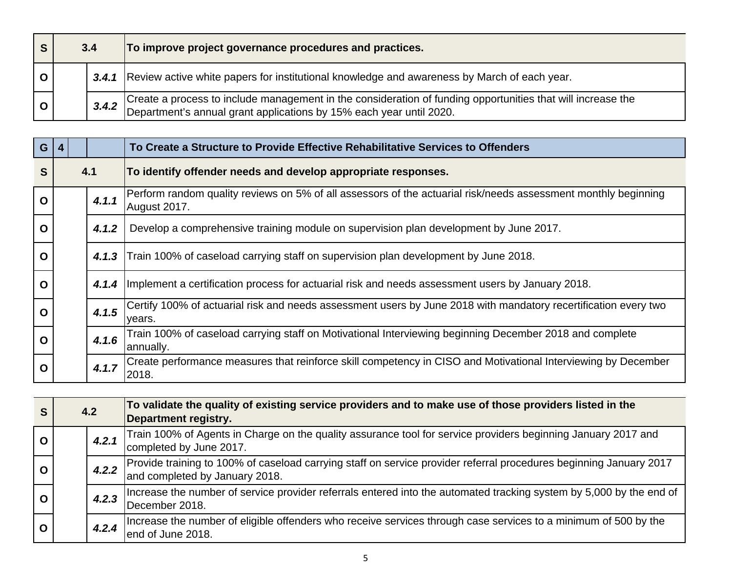| | | | |
|---|---|---|---|
| **S** | **3.4** | | **To improve project governance procedures and practices.** |
| **O** | | ***3.4.1*** | Review active white papers for institutional knowledge and awareness by March of each year. |
| **O** | | ***3.4.2*** | Create a process to include management in the consideration of funding opportunities that will increase the Department's annual grant applications by 15% each year until 2020. |

| | | | |
|---|---|---|---|
| **G** | **4** | | **To Create a Structure to Provide Effective Rehabilitative Services to Offenders** |
| **S** | **4.1** | | **To identify offender needs and develop appropriate responses.** |
| **O** | | ***4.1.1*** | Perform random quality reviews on 5% of all assessors of the actuarial risk/needs assessment monthly beginning August 2017. |
| **O** | | ***4.1.2*** | Develop a comprehensive training module on supervision plan development by June 2017. |
| **O** | | ***4.1.3*** | Train 100% of caseload carrying staff on supervision plan development by June 2018. |
| **O** | | ***4.1.4*** | Implement a certification process for actuarial risk and needs assessment users by January 2018. |
| **O** | | ***4.1.5*** | Certify 100% of actuarial risk and needs assessment users by June 2018 with mandatory recertification every two years. |
| **O** | | ***4.1.6*** | Train 100% of caseload carrying staff on Motivational Interviewing beginning December 2018 and complete annually. |
| **O** | | ***4.1.7*** | Create performance measures that reinforce skill competency in CISO and Motivational Interviewing by December 2018. |

| | | | |
|---|---|---|---|
| **S** | **4.2** | | **To validate the quality of existing service providers and to make use of those providers listed in the Department registry.** |
| **O** | | ***4.2.1*** | Train 100% of Agents in Charge on the quality assurance tool for service providers beginning January 2017 and completed by June 2017. |
| **O** | | ***4.2.2*** | Provide training to 100% of caseload carrying staff on service provider referral procedures beginning January 2017 and completed by January 2018. |
| **O** | | ***4.2.3*** | Increase the number of service provider referrals entered into the automated tracking system by 5,000 by the end of December 2018. |
| **O** | | ***4.2.4*** | Increase the number of eligible offenders who receive services through case services to a minimum of 500 by the end of June 2018. |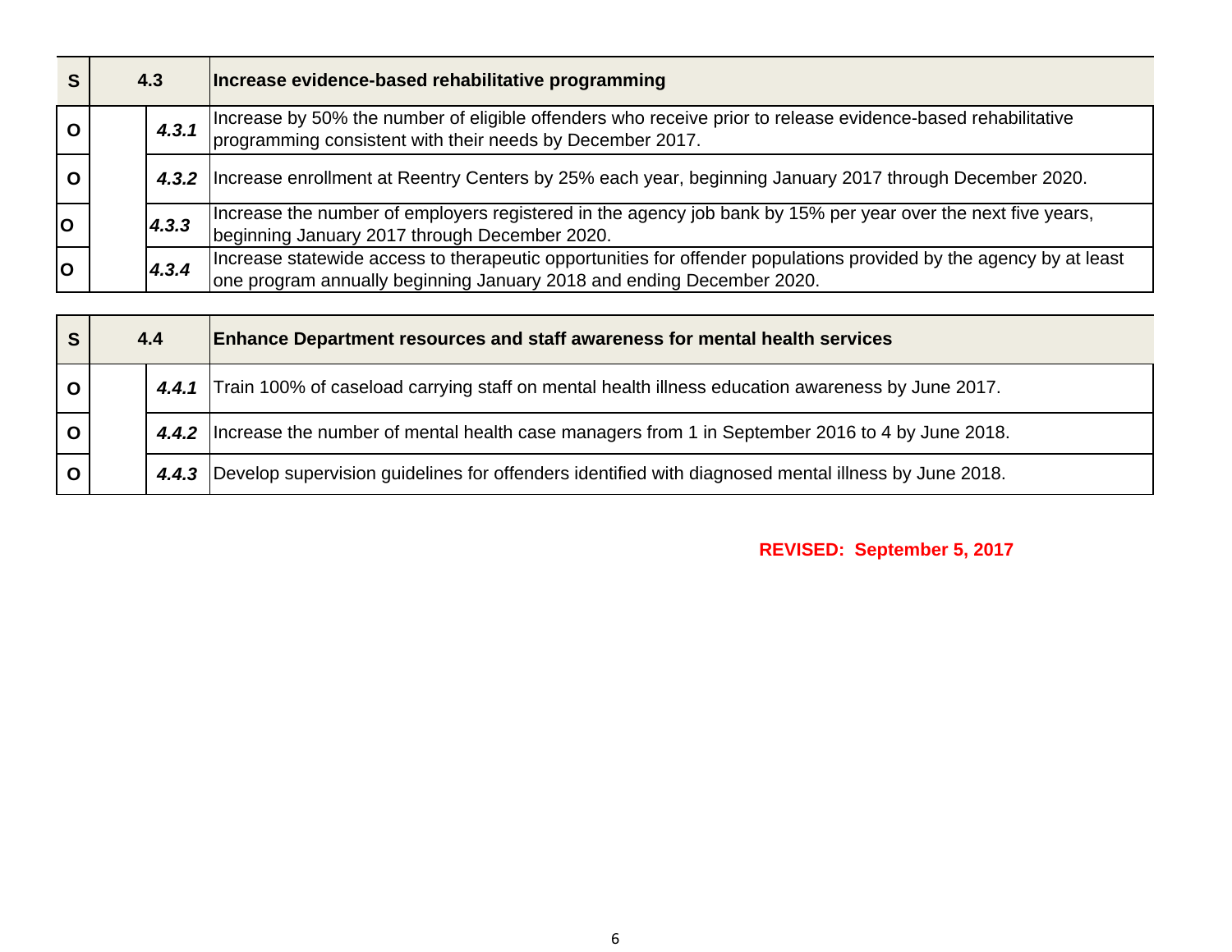| | | |
|---|---|---|
| **S** | **4.3** | **Increase evidence-based rehabilitative programming** |
| **O** | ***4.3.1*** | Increase by 50% the number of eligible offenders who receive prior to release evidence-based rehabilitative programming consistent with their needs by December 2017. |
| **O** | ***4.3.2*** | Increase enrollment at Reentry Centers by 25% each year, beginning January 2017 through December 2020. |
| **O** | ***4.3.3*** | Increase the number of employers registered in the agency job bank by 15% per year over the next five years, beginning January 2017 through December 2020. |
| **O** | ***4.3.4*** | Increase statewide access to therapeutic opportunities for offender populations provided by the agency by at least one program annually beginning January 2018 and ending December 2020. |

| | | |
|---|---|---|
| **S** | **4.4** | **Enhance Department resources and staff awareness for mental health services** |
| **O** | ***4.4.1*** | Train 100% of caseload carrying staff on mental health illness education awareness by June 2017. |
| **O** | ***4.4.2*** | Increase the number of mental health case managers from 1 in September 2016 to 4 by June 2018. |
| **O** | ***4.4.3*** | Develop supervision guidelines for offenders identified with diagnosed mental illness by June 2018. |

**REVISED: September 5, 2017**